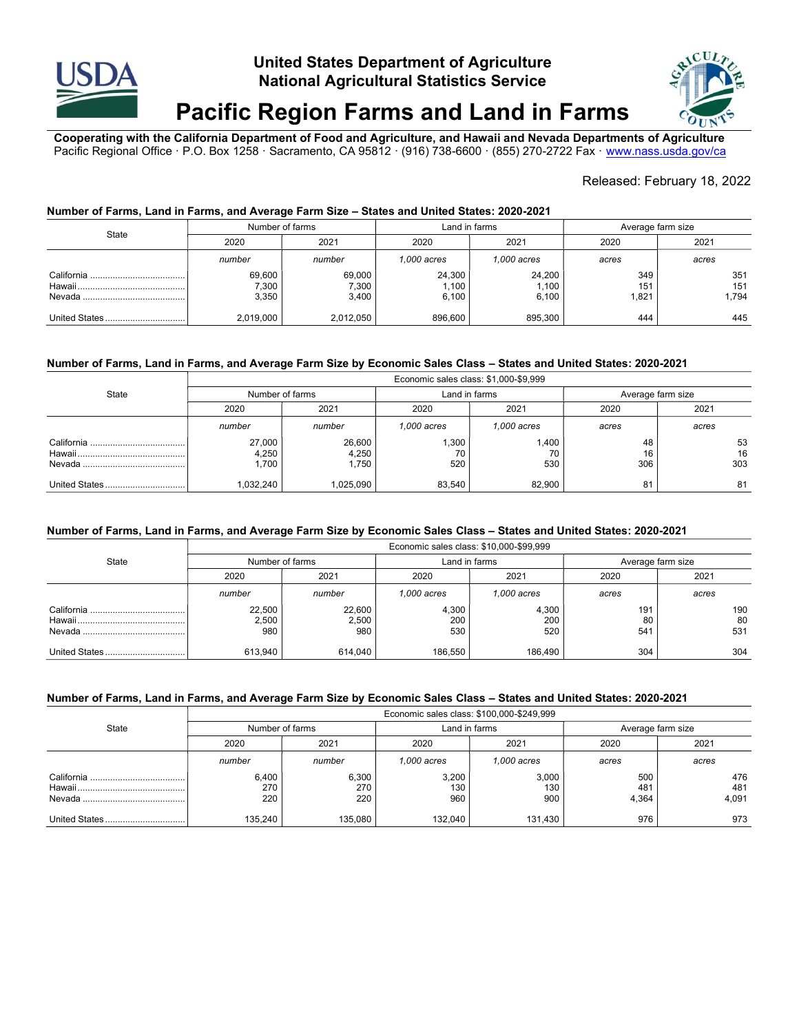# United States Department of Agriculture
## National Agricultural Statistics Service

# Pacific Region Farms and Land in Farms

**Cooperating with the California Department of Food and Agriculture, and Hawaii and Nevada Departments of Agriculture**
Pacific Regional Office · P.O. Box 1258 · Sacramento, CA 95812 · (916) 738-6600 · (855) 270-2722 Fax · www.nass.usda.gov/ca

Released: February 18, 2022

### Number of Farms, Land in Farms, and Average Farm Size – States and United States: 2020-2021

| State | Number of farms | | Land in farms | | Average farm size | |
|---|---|---|---|---|---|---|
| | 2020 | 2021 | 2020 | 2021 | 2020 | 2021 |
| | *number* | *number* | *1,000 acres* | *1,000 acres* | *acres* | *acres* |
| California | 69,600 | 69,000 | 24,300 | 24,200 | 349 | 351 |
| Hawaii | 7,300 | 7,300 | 1,100 | 1,100 | 151 | 151 |
| Nevada | 3,350 | 3,400 | 6,100 | 6,100 | 1,821 | 1,794 |
| United States | 2,019,000 | 2,012,050 | 896,600 | 895,300 | 444 | 445 |

### Number of Farms, Land in Farms, and Average Farm Size by Economic Sales Class – States and United States: 2020-2021

| State | Economic sales class: $1,000-$9,999 | | | | | |
|---|---|---|---|---|---|---|
| | Number of farms | | Land in farms | | Average farm size | |
| | 2020 | 2021 | 2020 | 2021 | 2020 | 2021 |
| | *number* | *number* | *1,000 acres* | *1,000 acres* | *acres* | *acres* |
| California | 27,000 | 26,600 | 1,300 | 1,400 | 48 | 53 |
| Hawaii | 4,250 | 4,250 | 70 | 70 | 16 | 16 |
| Nevada | 1,700 | 1,750 | 520 | 530 | 306 | 303 |
| United States | 1,032,240 | 1,025,090 | 83,540 | 82,900 | 81 | 81 |

### Number of Farms, Land in Farms, and Average Farm Size by Economic Sales Class – States and United States: 2020-2021

| State | Economic sales class: $10,000-$99,999 | | | | | |
|---|---|---|---|---|---|---|
| | Number of farms | | Land in farms | | Average farm size | |
| | 2020 | 2021 | 2020 | 2021 | 2020 | 2021 |
| | *number* | *number* | *1,000 acres* | *1,000 acres* | *acres* | *acres* |
| California | 22,500 | 22,600 | 4,300 | 4,300 | 191 | 190 |
| Hawaii | 2,500 | 2,500 | 200 | 200 | 80 | 80 |
| Nevada | 980 | 980 | 530 | 520 | 541 | 531 |
| United States | 613,940 | 614,040 | 186,550 | 186,490 | 304 | 304 |

### Number of Farms, Land in Farms, and Average Farm Size by Economic Sales Class – States and United States: 2020-2021

| State | Economic sales class: $100,000-$249,999 | | | | | |
|---|---|---|---|---|---|---|
| | Number of farms | | Land in farms | | Average farm size | |
| | 2020 | 2021 | 2020 | 2021 | 2020 | 2021 |
| | *number* | *number* | *1,000 acres* | *1,000 acres* | *acres* | *acres* |
| California | 6,400 | 6,300 | 3,200 | 3,000 | 500 | 476 |
| Hawaii | 270 | 270 | 130 | 130 | 481 | 481 |
| Nevada | 220 | 220 | 960 | 900 | 4,364 | 4,091 |
| United States | 135,240 | 135,080 | 132,040 | 131,430 | 976 | 973 |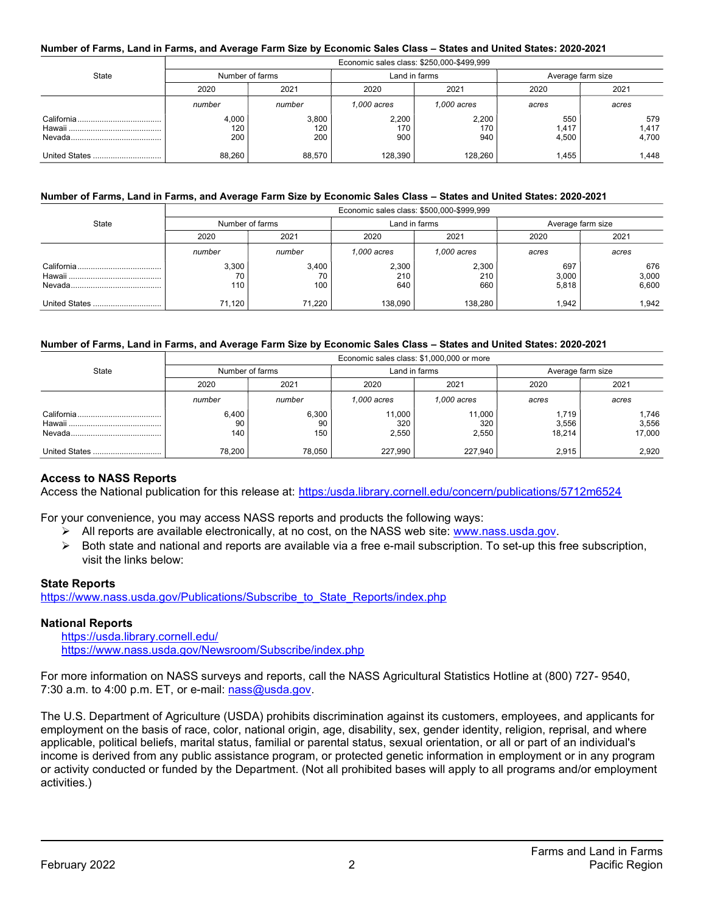**Number of Farms, Land in Farms, and Average Farm Size by Economic Sales Class – States and United States: 2020-2021**

| State | Economic sales class: $250,000-$499,999 | | | | | |
|---|---|---|---|---|---|---|
| | Number of farms | | Land in farms | | Average farm size | |
| | 2020 | 2021 | 2020 | 2021 | 2020 | 2021 |
| | *number* | *number* | *1,000 acres* | *1,000 acres* | *acres* | *acres* |
| California | 4,000 | 3,800 | 2,200 | 2,200 | 550 | 579 |
| Hawaii | 120 | 120 | 170 | 170 | 1,417 | 1,417 |
| Nevada | 200 | 200 | 900 | 940 | 4,500 | 4,700 |
| United States | 88,260 | 88,570 | 128,390 | 128,260 | 1,455 | 1,448 |

**Number of Farms, Land in Farms, and Average Farm Size by Economic Sales Class – States and United States: 2020-2021**

| State | Economic sales class: $500,000-$999,999 | | | | | |
|---|---|---|---|---|---|---|
| | Number of farms | | Land in farms | | Average farm size | |
| | 2020 | 2021 | 2020 | 2021 | 2020 | 2021 |
| | *number* | *number* | *1,000 acres* | *1,000 acres* | *acres* | *acres* |
| California | 3,300 | 3,400 | 2,300 | 2,300 | 697 | 676 |
| Hawaii | 70 | 70 | 210 | 210 | 3,000 | 3,000 |
| Nevada | 110 | 100 | 640 | 660 | 5,818 | 6,600 |
| United States | 71,120 | 71,220 | 138,090 | 138,280 | 1,942 | 1,942 |

**Number of Farms, Land in Farms, and Average Farm Size by Economic Sales Class – States and United States: 2020-2021**

| State | Economic sales class: $1,000,000 or more | | | | | |
|---|---|---|---|---|---|---|
| | Number of farms | | Land in farms | | Average farm size | |
| | 2020 | 2021 | 2020 | 2021 | 2020 | 2021 |
| | *number* | *number* | *1,000 acres* | *1,000 acres* | *acres* | *acres* |
| California | 6,400 | 6,300 | 11,000 | 11,000 | 1,719 | 1,746 |
| Hawaii | 90 | 90 | 320 | 320 | 3,556 | 3,556 |
| Nevada | 140 | 150 | 2,550 | 2,550 | 18,214 | 17,000 |
| United States | 78,200 | 78,050 | 227,990 | 227,940 | 2,915 | 2,920 |

## Access to NASS Reports

Access the National publication for this release at: https:/usda.library.cornell.edu/concern/publications/5712m6524

For your convenience, you may access NASS reports and products the following ways:

- All reports are available electronically, at no cost, on the NASS web site: www.nass.usda.gov.
- Both state and national and reports are available via a free e-mail subscription. To set-up this free subscription, visit the links below:

### State Reports

https://www.nass.usda.gov/Publications/Subscribe_to_State_Reports/index.php

### National Reports

https://usda.library.cornell.edu/
https://www.nass.usda.gov/Newsroom/Subscribe/index.php

For more information on NASS surveys and reports, call the NASS Agricultural Statistics Hotline at (800) 727- 9540, 7:30 a.m. to 4:00 p.m. ET, or e-mail: nass@usda.gov.

The U.S. Department of Agriculture (USDA) prohibits discrimination against its customers, employees, and applicants for employment on the basis of race, color, national origin, age, disability, sex, gender identity, religion, reprisal, and where applicable, political beliefs, marital status, familial or parental status, sexual orientation, or all or part of an individual's income is derived from any public assistance program, or protected genetic information in employment or in any program or activity conducted or funded by the Department. (Not all prohibited bases will apply to all programs and/or employment activities.)